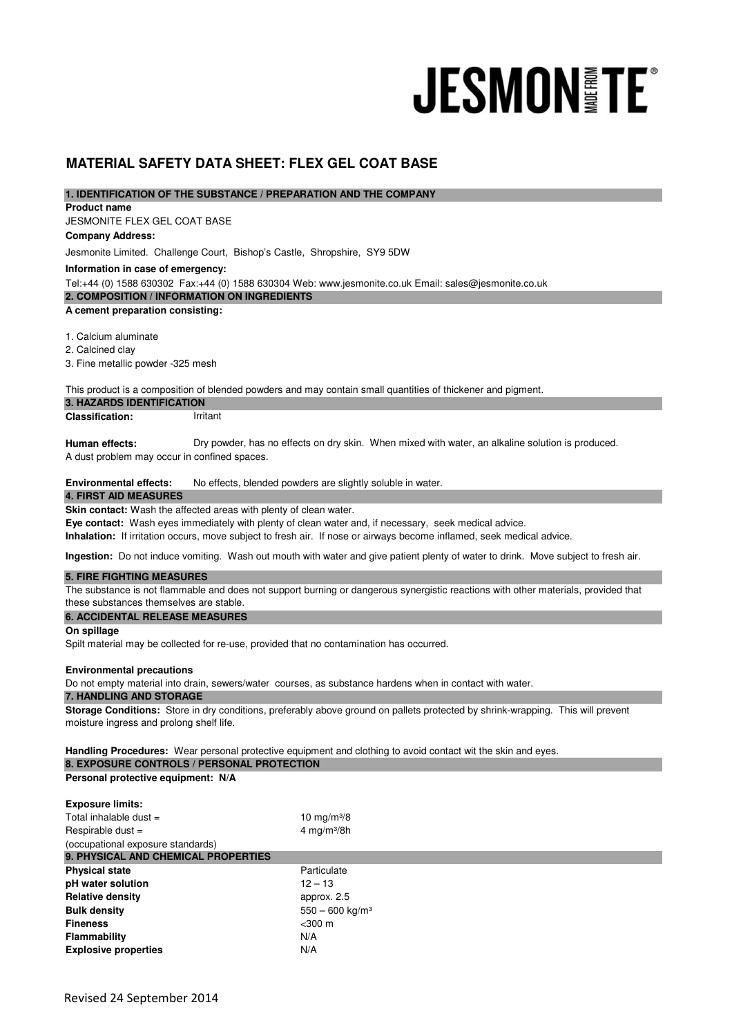# JESMONITE®

## MATERIAL SAFETY DATA SHEET: FLEX GEL COAT BASE

### 1. IDENTIFICATION OF THE SUBSTANCE / PREPARATION AND THE COMPANY

**Product name**

JESMONITE FLEX GEL COAT BASE

**Company Address:**

Jesmonite Limited. Challenge Court, Bishop's Castle, Shropshire, SY9 5DW

**Information in case of emergency:**

Tel:+44 (0) 1588 630302 Fax:+44 (0) 1588 630304 Web: www.jesmonite.co.uk Email: sales@jesmonite.co.uk

### 2. COMPOSITION / INFORMATION ON INGREDIENTS

**A cement preparation consisting:**

1. Calcium aluminate
2. Calcined clay
3. Fine metallic powder -325 mesh

This product is a composition of blended powders and may contain small quantities of thickener and pigment.

### 3. HAZARDS IDENTIFICATION

**Classification:** Irritant

**Human effects:** Dry powder, has no effects on dry skin. When mixed with water, an alkaline solution is produced. A dust problem may occur in confined spaces.

**Environmental effects:** No effects, blended powders are slightly soluble in water.

### 4. FIRST AID MEASURES

**Skin contact:** Wash the affected areas with plenty of clean water.

**Eye contact:** Wash eyes immediately with plenty of clean water and, if necessary, seek medical advice.

**Inhalation:** If irritation occurs, move subject to fresh air. If nose or airways become inflamed, seek medical advice.

**Ingestion:** Do not induce vomiting. Wash out mouth with water and give patient plenty of water to drink. Move subject to fresh air.

### 5. FIRE FIGHTING MEASURES

The substance is not flammable and does not support burning or dangerous synergistic reactions with other materials, provided that these substances themselves are stable.

### 6. ACCIDENTAL RELEASE MEASURES

**On spillage**

Spilt material may be collected for re-use, provided that no contamination has occurred.

**Environmental precautions**

Do not empty material into drain, sewers/water courses, as substance hardens when in contact with water.

### 7. HANDLING AND STORAGE

**Storage Conditions:** Store in dry conditions, preferably above ground on pallets protected by shrink-wrapping. This will prevent moisture ingress and prolong shelf life.

**Handling Procedures:** Wear personal protective equipment and clothing to avoid contact wit the skin and eyes.

### 8. EXPOSURE CONTROLS / PERSONAL PROTECTION

**Personal protective equipment: N/A**

**Exposure limits:**

| | |
|---|---|
| Total inhalable dust = | 10 mg/m³/8 |
| Respirable dust = | 4 mg/m³/8h |
| (occupational exposure standards) | |

### 9. PHYSICAL AND CHEMICAL PROPERTIES

| | |
|---|---|
| **Physical state** | Particulate |
| **pH water solution** | 12 – 13 |
| **Relative density** | approx. 2.5 |
| **Bulk density** | 550 – 600 kg/m³ |
| **Fineness** | <300 m |
| **Flammability** | N/A |
| **Explosive properties** | N/A |

Revised 24 September 2014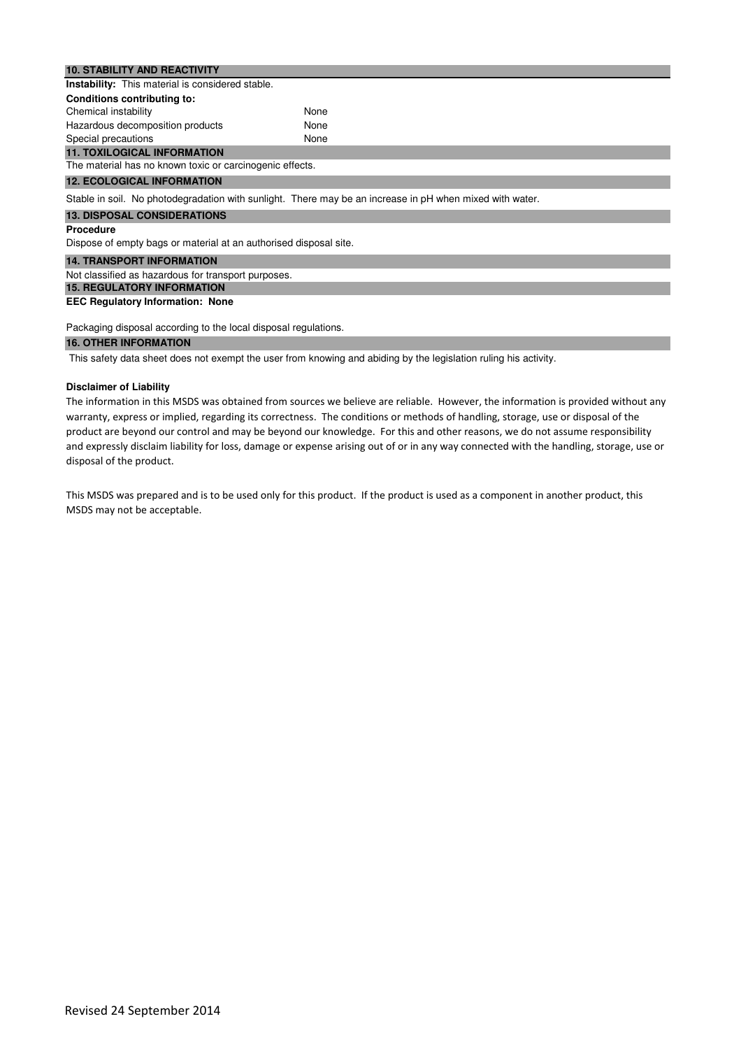## 10. STABILITY AND REACTIVITY

**Instability:** This material is considered stable.

**Conditions contributing to:**

| | |
|---|---|
| Chemical instability | None |
| Hazardous decomposition products | None |
| Special precautions | None |

## 11. TOXILOGICAL INFORMATION

The material has no known toxic or carcinogenic effects.

## 12. ECOLOGICAL INFORMATION

Stable in soil. No photodegradation with sunlight. There may be an increase in pH when mixed with water.

## 13. DISPOSAL CONSIDERATIONS

**Procedure**

Dispose of empty bags or material at an authorised disposal site.

## 14. TRANSPORT INFORMATION

Not classified as hazardous for transport purposes.

## 15. REGULATORY INFORMATION

**EEC Regulatory Information: None**

Packaging disposal according to the local disposal regulations.

## 16. OTHER INFORMATION

This safety data sheet does not exempt the user from knowing and abiding by the legislation ruling his activity.

**Disclaimer of Liability**

The information in this MSDS was obtained from sources we believe are reliable. However, the information is provided without any warranty, express or implied, regarding its correctness. The conditions or methods of handling, storage, use or disposal of the product are beyond our control and may be beyond our knowledge. For this and other reasons, we do not assume responsibility and expressly disclaim liability for loss, damage or expense arising out of or in any way connected with the handling, storage, use or disposal of the product.

This MSDS was prepared and is to be used only for this product. If the product is used as a component in another product, this MSDS may not be acceptable.

Revised 24 September 2014